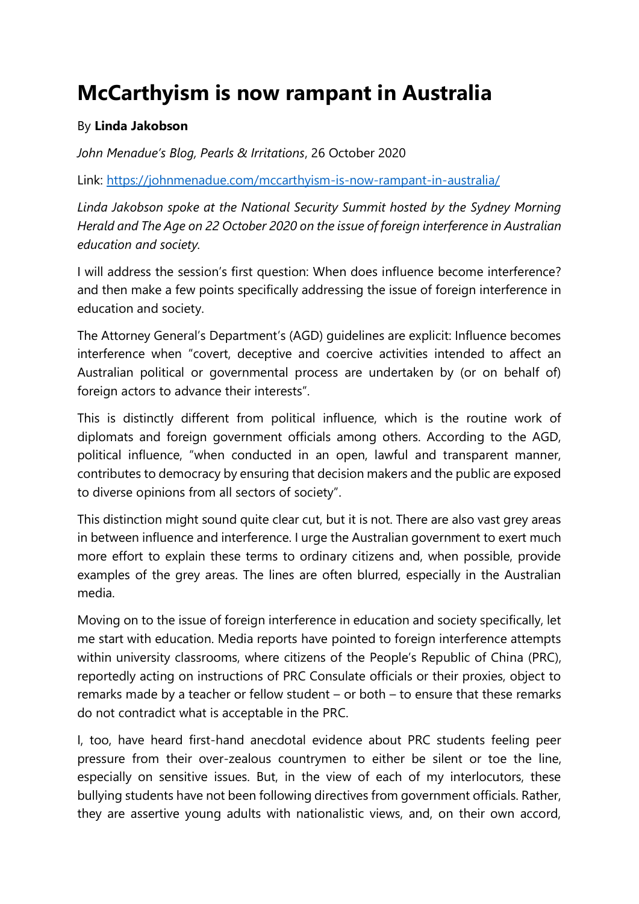# McCarthyism is now rampant in Australia

By **Linda Jakobson**

*John Menadue's Blog, Pearls & Irritations*, 26 October 2020

Link: [https://johnmenadue.com/mccarthyism-is-now-rampant-in-australia/](https://johnmenadue.com/mccarthyism-is-now-rampant-in-australia/)

*Linda Jakobson spoke at the National Security Summit hosted by the Sydney Morning Herald and The Age on 22 October 2020 on the issue of foreign interference in Australian education and society.*

I will address the session's first question: When does influence become interference? and then make a few points specifically addressing the issue of foreign interference in education and society.

The Attorney General's Department's (AGD) guidelines are explicit: Influence becomes interference when "covert, deceptive and coercive activities intended to affect an Australian political or governmental process are undertaken by (or on behalf of) foreign actors to advance their interests".

This is distinctly different from political influence, which is the routine work of diplomats and foreign government officials among others. According to the AGD, political influence, "when conducted in an open, lawful and transparent manner, contributes to democracy by ensuring that decision makers and the public are exposed to diverse opinions from all sectors of society".

This distinction might sound quite clear cut, but it is not. There are also vast grey areas in between influence and interference. I urge the Australian government to exert much more effort to explain these terms to ordinary citizens and, when possible, provide examples of the grey areas. The lines are often blurred, especially in the Australian media.

Moving on to the issue of foreign interference in education and society specifically, let me start with education. Media reports have pointed to foreign interference attempts within university classrooms, where citizens of the People's Republic of China (PRC), reportedly acting on instructions of PRC Consulate officials or their proxies, object to remarks made by a teacher or fellow student – or both – to ensure that these remarks do not contradict what is acceptable in the PRC.

I, too, have heard first-hand anecdotal evidence about PRC students feeling peer pressure from their over-zealous countrymen to either be silent or toe the line, especially on sensitive issues. But, in the view of each of my interlocutors, these bullying students have not been following directives from government officials. Rather, they are assertive young adults with nationalistic views, and, on their own accord,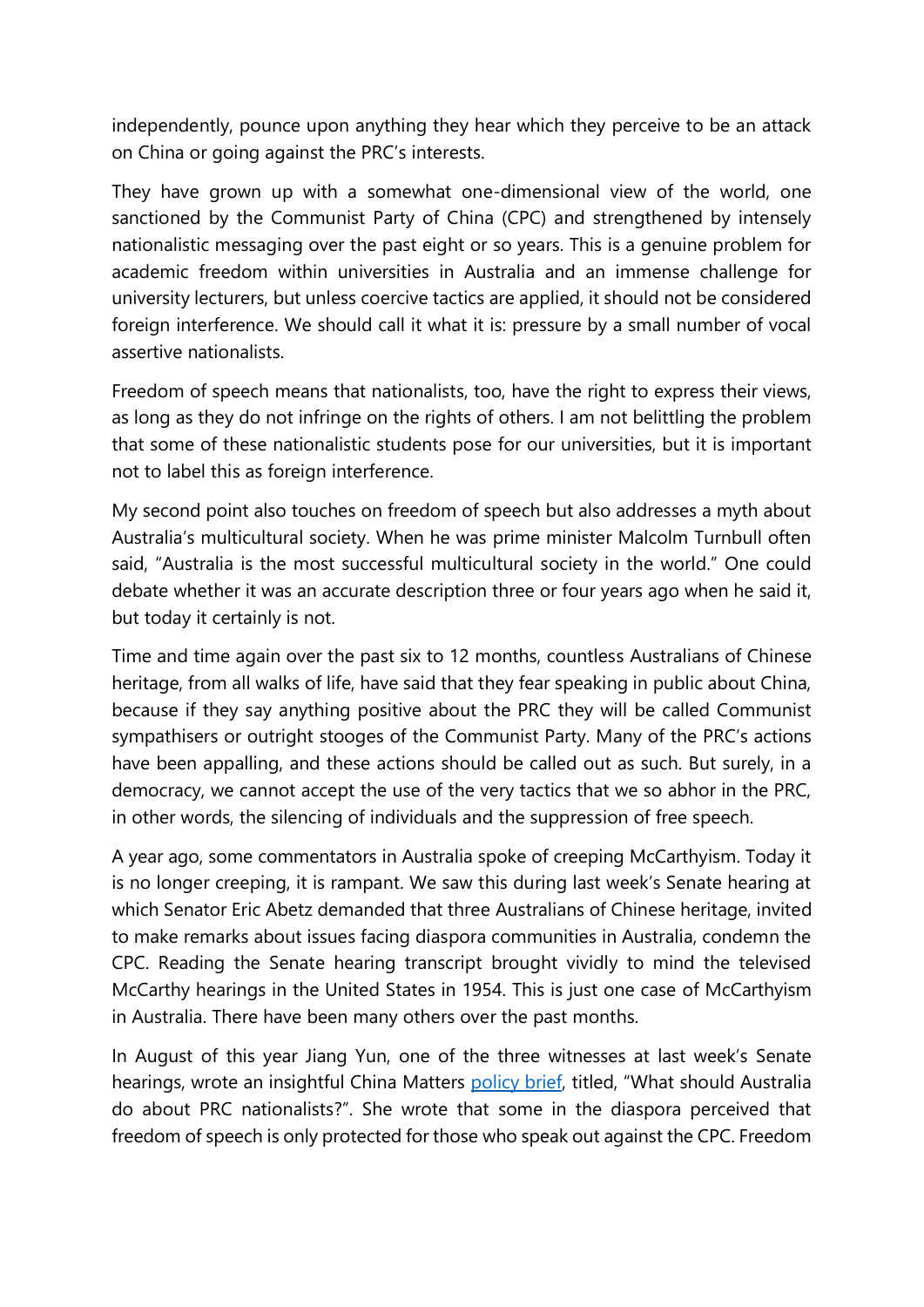independently, pounce upon anything they hear which they perceive to be an attack on China or going against the PRC's interests.

They have grown up with a somewhat one-dimensional view of the world, one sanctioned by the Communist Party of China (CPC) and strengthened by intensely nationalistic messaging over the past eight or so years. This is a genuine problem for academic freedom within universities in Australia and an immense challenge for university lecturers, but unless coercive tactics are applied, it should not be considered foreign interference. We should call it what it is: pressure by a small number of vocal assertive nationalists.

Freedom of speech means that nationalists, too, have the right to express their views, as long as they do not infringe on the rights of others. I am not belittling the problem that some of these nationalistic students pose for our universities, but it is important not to label this as foreign interference.

My second point also touches on freedom of speech but also addresses a myth about Australia's multicultural society. When he was prime minister Malcolm Turnbull often said, "Australia is the most successful multicultural society in the world." One could debate whether it was an accurate description three or four years ago when he said it, but today it certainly is not.

Time and time again over the past six to 12 months, countless Australians of Chinese heritage, from all walks of life, have said that they fear speaking in public about China, because if they say anything positive about the PRC they will be called Communist sympathisers or outright stooges of the Communist Party. Many of the PRC's actions have been appalling, and these actions should be called out as such. But surely, in a democracy, we cannot accept the use of the very tactics that we so abhor in the PRC, in other words, the silencing of individuals and the suppression of free speech.

A year ago, some commentators in Australia spoke of creeping McCarthyism. Today it is no longer creeping, it is rampant. We saw this during last week's Senate hearing at which Senator Eric Abetz demanded that three Australians of Chinese heritage, invited to make remarks about issues facing diaspora communities in Australia, condemn the CPC. Reading the Senate hearing transcript brought vividly to mind the televised McCarthy hearings in the United States in 1954. This is just one case of McCarthyism in Australia. There have been many others over the past months.

In August of this year Jiang Yun, one of the three witnesses at last week's Senate hearings, wrote an insightful China Matters policy brief, titled, "What should Australia do about PRC nationalists?". She wrote that some in the diaspora perceived that freedom of speech is only protected for those who speak out against the CPC. Freedom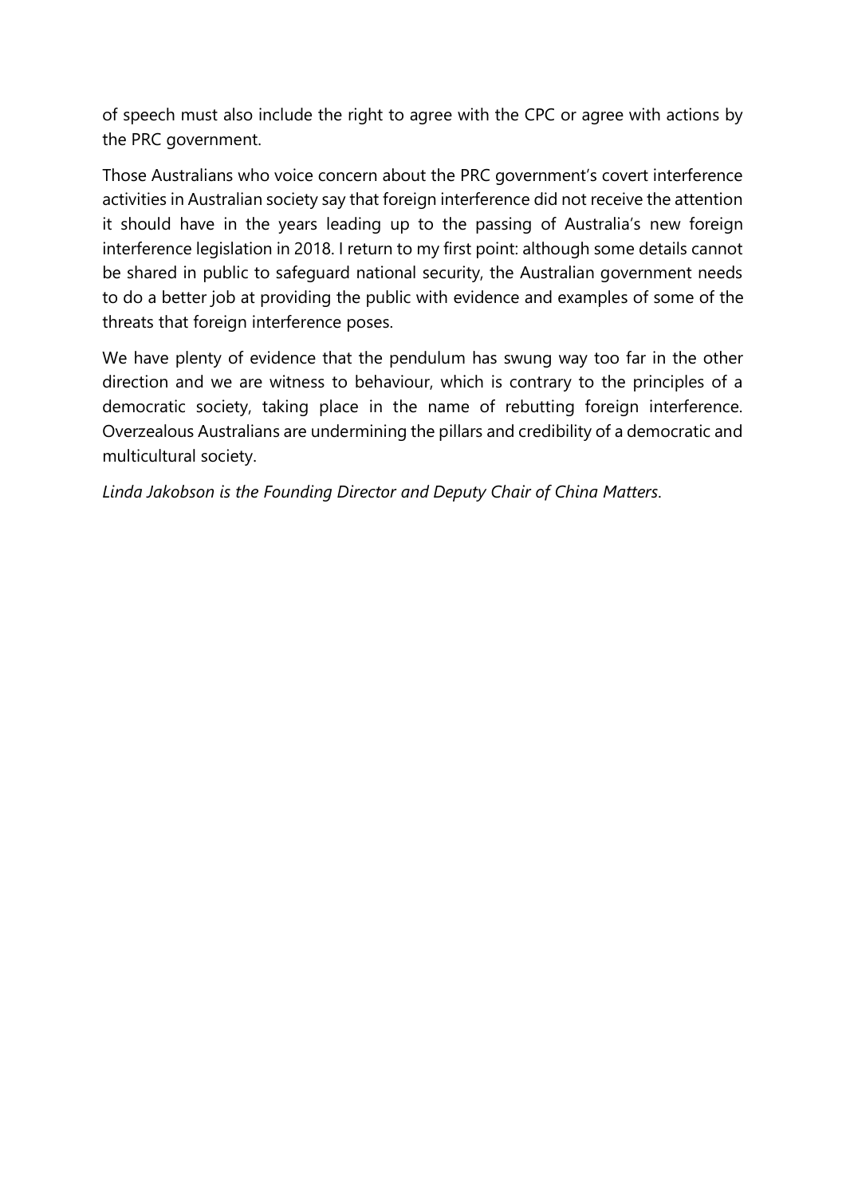of speech must also include the right to agree with the CPC or agree with actions by the PRC government.

Those Australians who voice concern about the PRC government's covert interference activities in Australian society say that foreign interference did not receive the attention it should have in the years leading up to the passing of Australia's new foreign interference legislation in 2018. I return to my first point: although some details cannot be shared in public to safeguard national security, the Australian government needs to do a better job at providing the public with evidence and examples of some of the threats that foreign interference poses.

We have plenty of evidence that the pendulum has swung way too far in the other direction and we are witness to behaviour, which is contrary to the principles of a democratic society, taking place in the name of rebutting foreign interference. Overzealous Australians are undermining the pillars and credibility of a democratic and multicultural society.

*Linda Jakobson is the Founding Director and Deputy Chair of China Matters.*